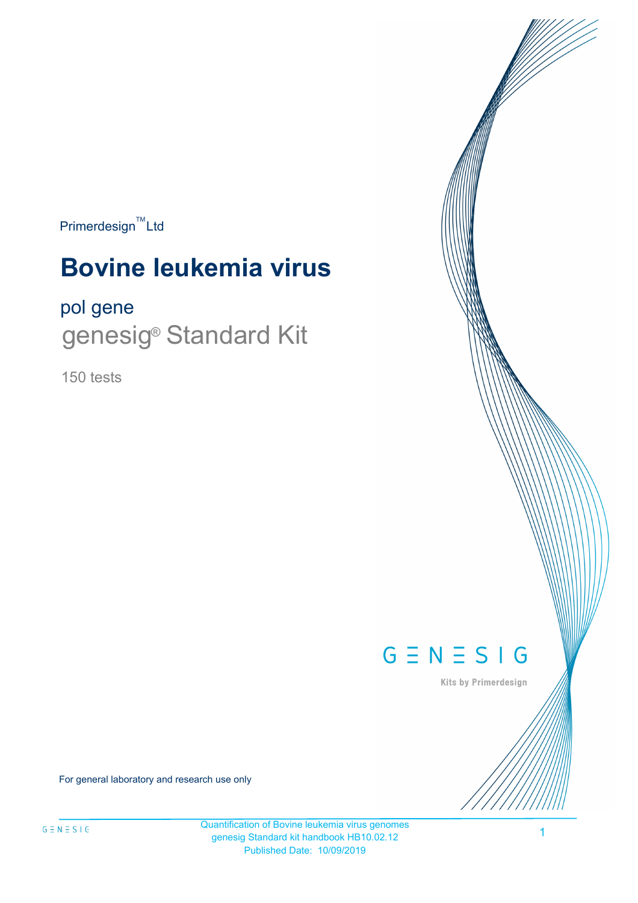Primerdesign™ Ltd

# Bovine leukemia virus

## pol gene

## genesig® Standard Kit

150 tests

GENESIG

Kits by Primerdesign

For general laboratory and research use only

Quantification of Bovine leukemia virus genomes
genesig Standard kit handbook HB10.02.12
Published Date: 10/09/2019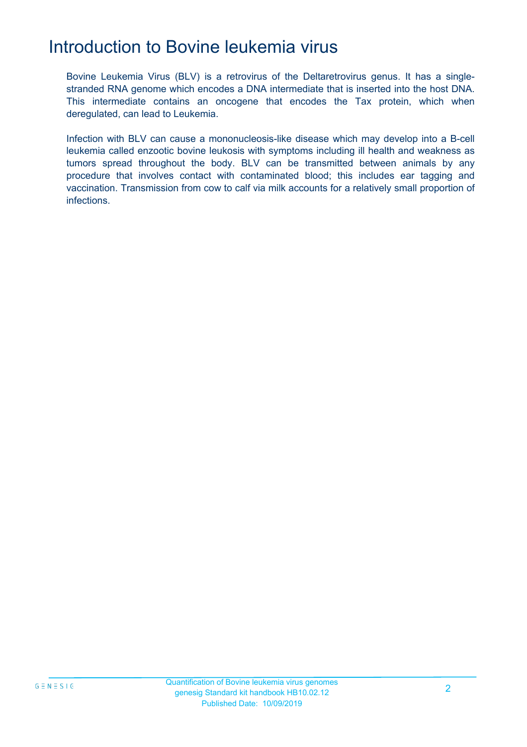# Introduction to Bovine leukemia virus

Bovine Leukemia Virus (BLV) is a retrovirus of the Deltaretrovirus genus. It has a single-stranded RNA genome which encodes a DNA intermediate that is inserted into the host DNA. This intermediate contains an oncogene that encodes the Tax protein, which when deregulated, can lead to Leukemia.

Infection with BLV can cause a mononucleosis-like disease which may develop into a B-cell leukemia called enzootic bovine leukosis with symptoms including ill health and weakness as tumors spread throughout the body. BLV can be transmitted between animals by any procedure that involves contact with contaminated blood; this includes ear tagging and vaccination. Transmission from cow to calf via milk accounts for a relatively small proportion of infections.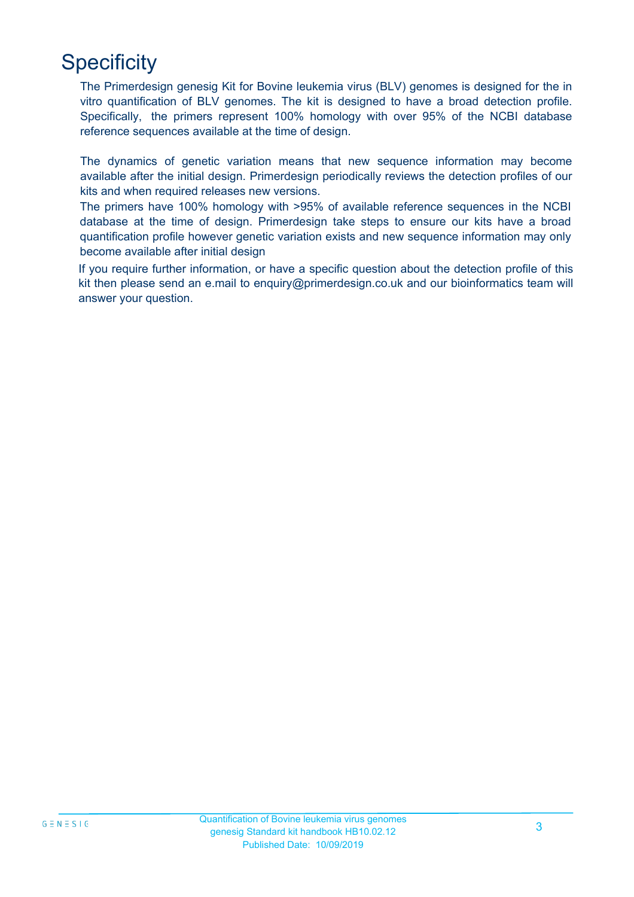# Specificity

The Primerdesign genesig Kit for Bovine leukemia virus (BLV) genomes is designed for the in vitro quantification of BLV genomes. The kit is designed to have a broad detection profile. Specifically, the primers represent 100% homology with over 95% of the NCBI database reference sequences available at the time of design.

The dynamics of genetic variation means that new sequence information may become available after the initial design. Primerdesign periodically reviews the detection profiles of our kits and when required releases new versions.

The primers have 100% homology with >95% of available reference sequences in the NCBI database at the time of design. Primerdesign take steps to ensure our kits have a broad quantification profile however genetic variation exists and new sequence information may only become available after initial design

If you require further information, or have a specific question about the detection profile of this kit then please send an e.mail to enquiry@primerdesign.co.uk and our bioinformatics team will answer your question.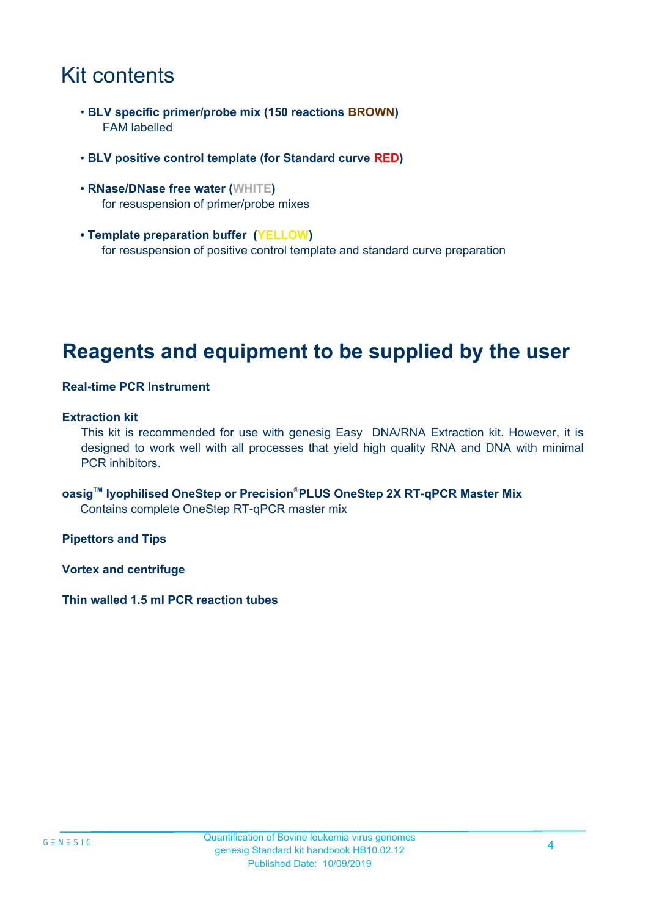# Kit contents

- **BLV specific primer/probe mix (150 reactions BROWN)**
  FAM labelled

- **BLV positive control template (for Standard curve RED)**

- **RNase/DNase free water (WHITE)**
  for resuspension of primer/probe mixes

- **Template preparation buffer (YELLOW)**
  for resuspension of positive control template and standard curve preparation

# Reagents and equipment to be supplied by the user

**Real-time PCR Instrument**

**Extraction kit**

This kit is recommended for use with genesig Easy DNA/RNA Extraction kit. However, it is designed to work well with all processes that yield high quality RNA and DNA with minimal PCR inhibitors.

**oasig™ lyophilised OneStep or Precision®PLUS OneStep 2X RT-qPCR Master Mix**

Contains complete OneStep RT-qPCR master mix

**Pipettors and Tips**

**Vortex and centrifuge**

**Thin walled 1.5 ml PCR reaction tubes**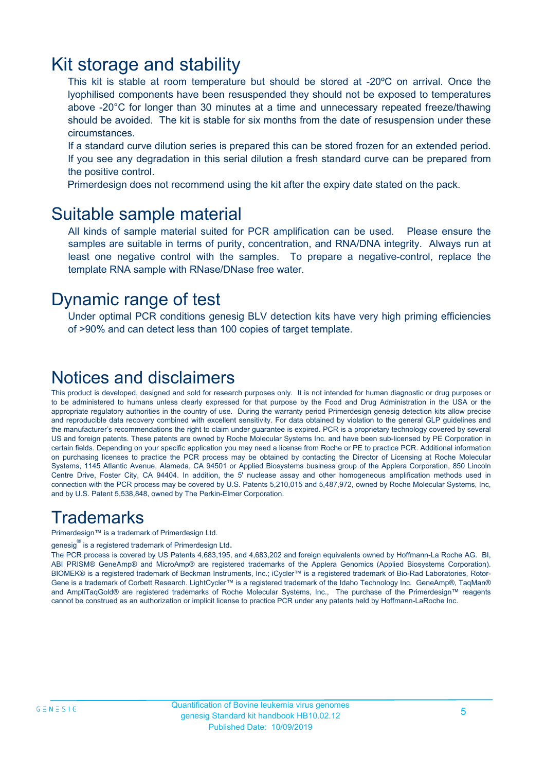# Kit storage and stability

This kit is stable at room temperature but should be stored at -20ºC on arrival. Once the lyophilised components have been resuspended they should not be exposed to temperatures above -20°C for longer than 30 minutes at a time and unnecessary repeated freeze/thawing should be avoided. The kit is stable for six months from the date of resuspension under these circumstances.

If a standard curve dilution series is prepared this can be stored frozen for an extended period. If you see any degradation in this serial dilution a fresh standard curve can be prepared from the positive control.

Primerdesign does not recommend using the kit after the expiry date stated on the pack.

# Suitable sample material

All kinds of sample material suited for PCR amplification can be used. Please ensure the samples are suitable in terms of purity, concentration, and RNA/DNA integrity. Always run at least one negative control with the samples. To prepare a negative-control, replace the template RNA sample with RNase/DNase free water.

# Dynamic range of test

Under optimal PCR conditions genesig BLV detection kits have very high priming efficiencies of >90% and can detect less than 100 copies of target template.

# Notices and disclaimers

This product is developed, designed and sold for research purposes only. It is not intended for human diagnostic or drug purposes or to be administered to humans unless clearly expressed for that purpose by the Food and Drug Administration in the USA or the appropriate regulatory authorities in the country of use. During the warranty period Primerdesign genesig detection kits allow precise and reproducible data recovery combined with excellent sensitivity. For data obtained by violation to the general GLP guidelines and the manufacturer's recommendations the right to claim under guarantee is expired. PCR is a proprietary technology covered by several US and foreign patents. These patents are owned by Roche Molecular Systems Inc. and have been sub-licensed by PE Corporation in certain fields. Depending on your specific application you may need a license from Roche or PE to practice PCR. Additional information on purchasing licenses to practice the PCR process may be obtained by contacting the Director of Licensing at Roche Molecular Systems, 1145 Atlantic Avenue, Alameda, CA 94501 or Applied Biosystems business group of the Applera Corporation, 850 Lincoln Centre Drive, Foster City, CA 94404. In addition, the 5' nuclease assay and other homogeneous amplification methods used in connection with the PCR process may be covered by U.S. Patents 5,210,015 and 5,487,972, owned by Roche Molecular Systems, Inc, and by U.S. Patent 5,538,848, owned by The Perkin-Elmer Corporation.

# Trademarks

Primerdesign™ is a trademark of Primerdesign Ltd.

genesig® is a registered trademark of Primerdesign Ltd.

The PCR process is covered by US Patents 4,683,195, and 4,683,202 and foreign equivalents owned by Hoffmann-La Roche AG. BI, ABI PRISM® GeneAmp® and MicroAmp® are registered trademarks of the Applera Genomics (Applied Biosystems Corporation). BIOMEK® is a registered trademark of Beckman Instruments, Inc.; iCycler™ is a registered trademark of Bio-Rad Laboratories, Rotor-Gene is a trademark of Corbett Research. LightCycler™ is a registered trademark of the Idaho Technology Inc. GeneAmp®, TaqMan® and AmpliTaqGold® are registered trademarks of Roche Molecular Systems, Inc., The purchase of the Primerdesign™ reagents cannot be construed as an authorization or implicit license to practice PCR under any patents held by Hoffmann-LaRoche Inc.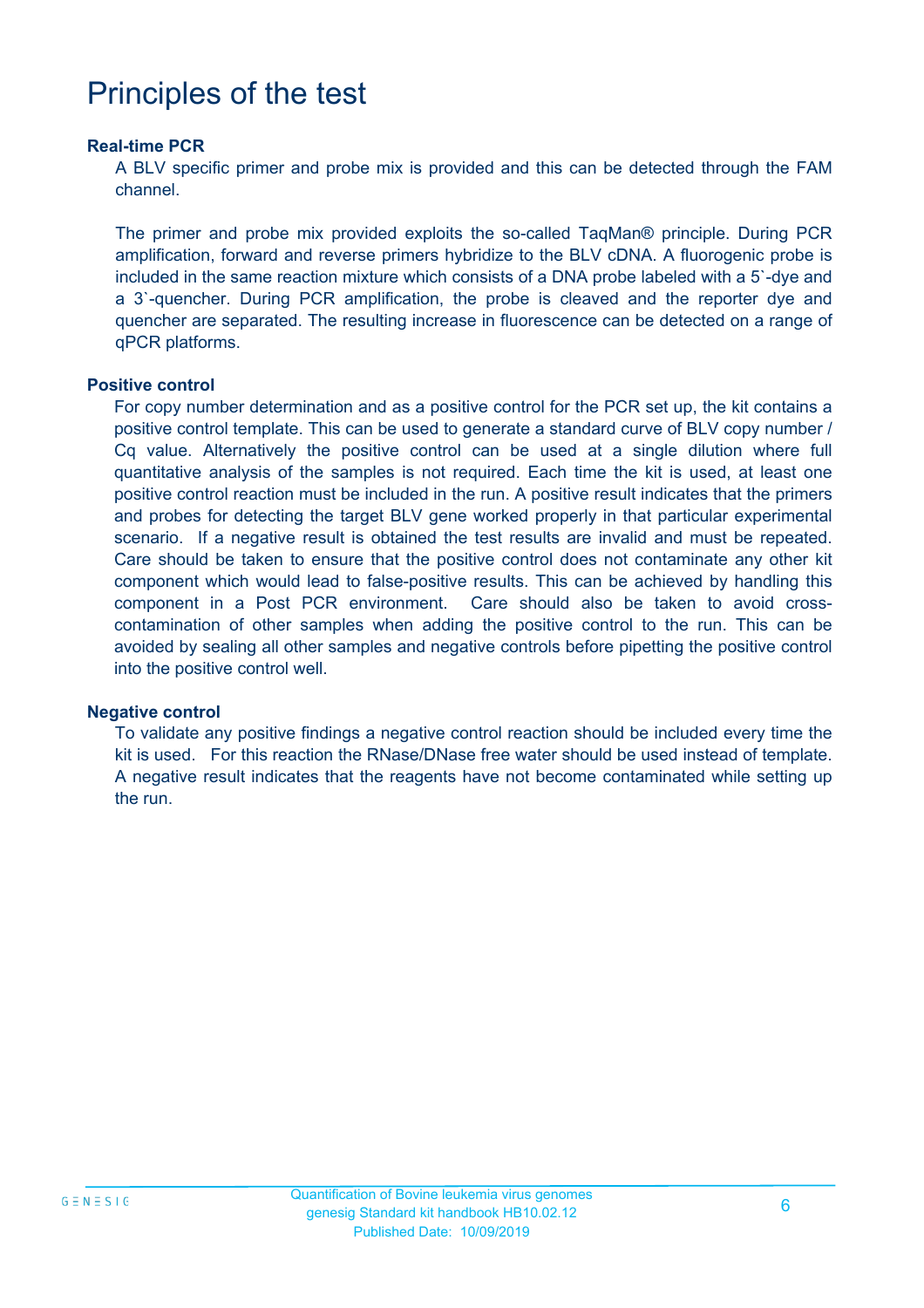# Principles of the test

**Real-time PCR**

A BLV specific primer and probe mix is provided and this can be detected through the FAM channel.

The primer and probe mix provided exploits the so-called TaqMan® principle. During PCR amplification, forward and reverse primers hybridize to the BLV cDNA. A fluorogenic probe is included in the same reaction mixture which consists of a DNA probe labeled with a 5`-dye and a 3`-quencher. During PCR amplification, the probe is cleaved and the reporter dye and quencher are separated. The resulting increase in fluorescence can be detected on a range of qPCR platforms.

**Positive control**

For copy number determination and as a positive control for the PCR set up, the kit contains a positive control template. This can be used to generate a standard curve of BLV copy number / Cq value. Alternatively the positive control can be used at a single dilution where full quantitative analysis of the samples is not required. Each time the kit is used, at least one positive control reaction must be included in the run. A positive result indicates that the primers and probes for detecting the target BLV gene worked properly in that particular experimental scenario. If a negative result is obtained the test results are invalid and must be repeated. Care should be taken to ensure that the positive control does not contaminate any other kit component which would lead to false-positive results. This can be achieved by handling this component in a Post PCR environment. Care should also be taken to avoid cross-contamination of other samples when adding the positive control to the run. This can be avoided by sealing all other samples and negative controls before pipetting the positive control into the positive control well.

**Negative control**

To validate any positive findings a negative control reaction should be included every time the kit is used. For this reaction the RNase/DNase free water should be used instead of template. A negative result indicates that the reagents have not become contaminated while setting up the run.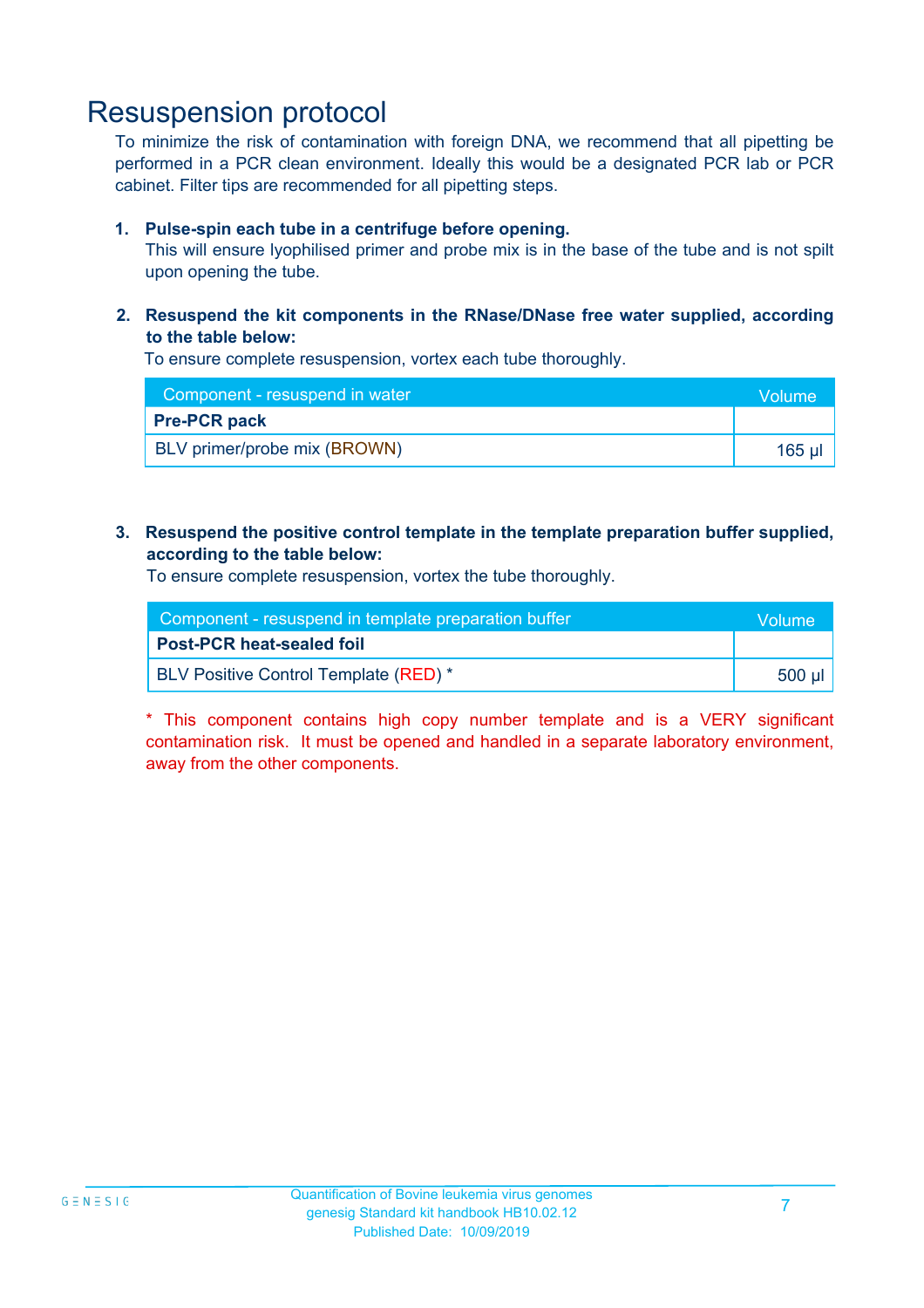# Resuspension protocol

To minimize the risk of contamination with foreign DNA, we recommend that all pipetting be performed in a PCR clean environment. Ideally this would be a designated PCR lab or PCR cabinet. Filter tips are recommended for all pipetting steps.

1. **Pulse-spin each tube in a centrifuge before opening.**
   This will ensure lyophilised primer and probe mix is in the base of the tube and is not spilt upon opening the tube.

2. **Resuspend the kit components in the RNase/DNase free water supplied, according to the table below:**
   To ensure complete resuspension, vortex each tube thoroughly.

| Component - resuspend in water | Volume |
|---|---|
| **Pre-PCR pack** | |
| BLV primer/probe mix (BROWN) | 165 µl |

3. **Resuspend the positive control template in the template preparation buffer supplied, according to the table below:**
   To ensure complete resuspension, vortex the tube thoroughly.

| Component - resuspend in template preparation buffer | Volume |
|---|---|
| **Post-PCR heat-sealed foil** | |
| BLV Positive Control Template (RED) * | 500 µl |

* This component contains high copy number template and is a VERY significant contamination risk. It must be opened and handled in a separate laboratory environment, away from the other components.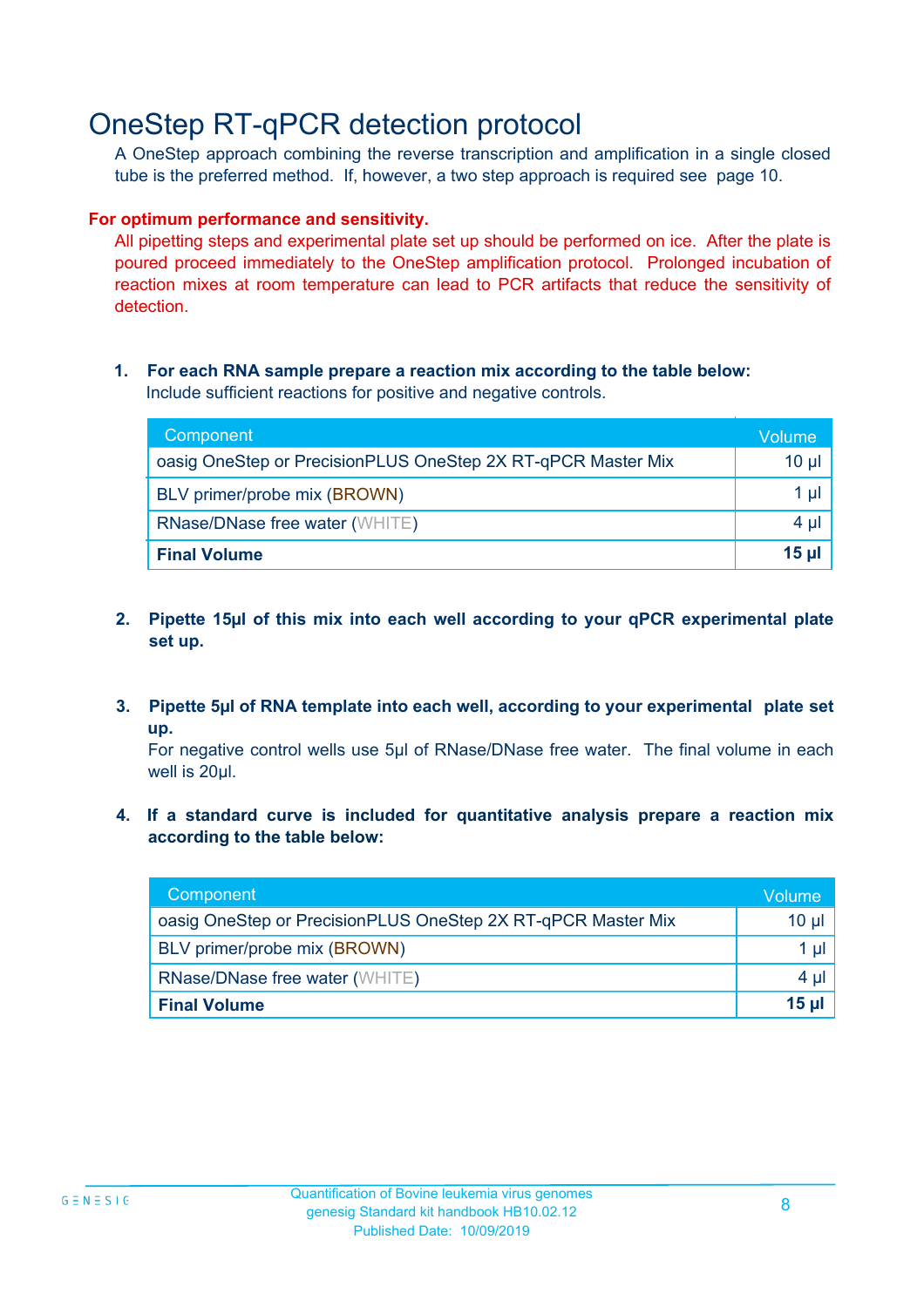# OneStep RT-qPCR detection protocol

A OneStep approach combining the reverse transcription and amplification in a single closed tube is the preferred method. If, however, a two step approach is required see page 10.

**For optimum performance and sensitivity.**

All pipetting steps and experimental plate set up should be performed on ice. After the plate is poured proceed immediately to the OneStep amplification protocol. Prolonged incubation of reaction mixes at room temperature can lead to PCR artifacts that reduce the sensitivity of detection.

1. **For each RNA sample prepare a reaction mix according to the table below:**
   Include sufficient reactions for positive and negative controls.

| Component | Volume |
|---|---|
| oasig OneStep or PrecisionPLUS OneStep 2X RT-qPCR Master Mix | 10 µl |
| BLV primer/probe mix (BROWN) | 1 µl |
| RNase/DNase free water (WHITE) | 4 µl |
| **Final Volume** | **15 µl** |

2. **Pipette 15µl of this mix into each well according to your qPCR experimental plate set up.**

3. **Pipette 5µl of RNA template into each well, according to your experimental plate set up.**
   For negative control wells use 5µl of RNase/DNase free water. The final volume in each well is 20µl.

4. **If a standard curve is included for quantitative analysis prepare a reaction mix according to the table below:**

| Component | Volume |
|---|---|
| oasig OneStep or PrecisionPLUS OneStep 2X RT-qPCR Master Mix | 10 µl |
| BLV primer/probe mix (BROWN) | 1 µl |
| RNase/DNase free water (WHITE) | 4 µl |
| **Final Volume** | **15 µl** |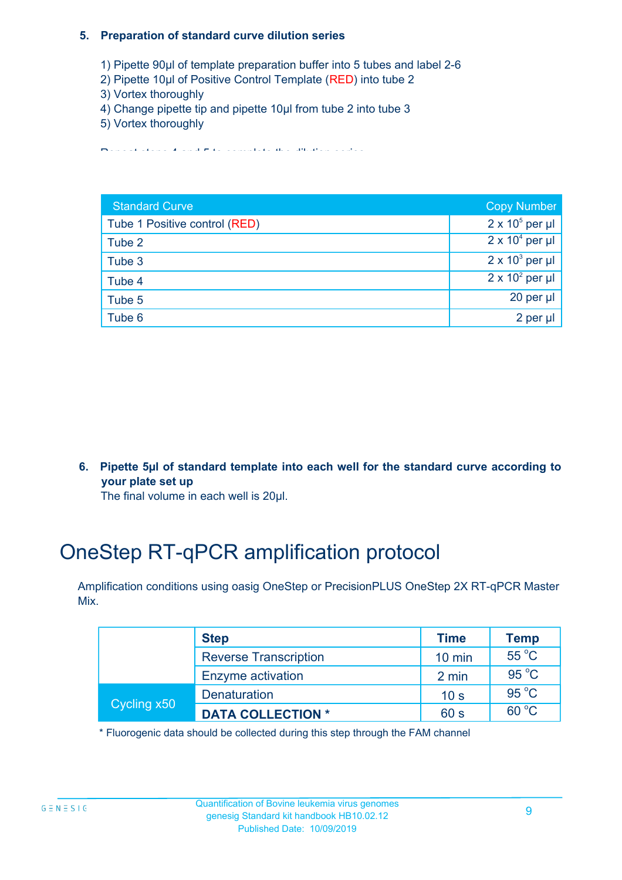**5. Preparation of standard curve dilution series**

1) Pipette 90µl of template preparation buffer into 5 tubes and label 2-6
2) Pipette 10µl of Positive Control Template (RED) into tube 2
3) Vortex thoroughly
4) Change pipette tip and pipette 10µl from tube 2 into tube 3
5) Vortex thoroughly

Repeat steps 4 and 5 to complete the dilution series

| Standard Curve | Copy Number |
| --- | --- |
| Tube 1 Positive control (RED) | $2 \times 10^5$ per µl |
| Tube 2 | $2 \times 10^4$ per µl |
| Tube 3 | $2 \times 10^3$ per µl |
| Tube 4 | $2 \times 10^2$ per µl |
| Tube 5 | 20 per µl |
| Tube 6 | 2 per µl |

**6. Pipette 5µl of standard template into each well for the standard curve according to your plate set up**

The final volume in each well is 20µl.

# OneStep RT-qPCR amplification protocol

Amplification conditions using oasig OneStep or PrecisionPLUS OneStep 2X RT-qPCR Master Mix.

| | Step | Time | Temp |
| --- | --- | --- | --- |
| | Reverse Transcription | 10 min | 55 °C |
| | Enzyme activation | 2 min | 95 °C |
| Cycling x50 | Denaturation | 10 s | 95 °C |
| | **DATA COLLECTION *** | 60 s | 60 °C |

* Fluorogenic data should be collected during this step through the FAM channel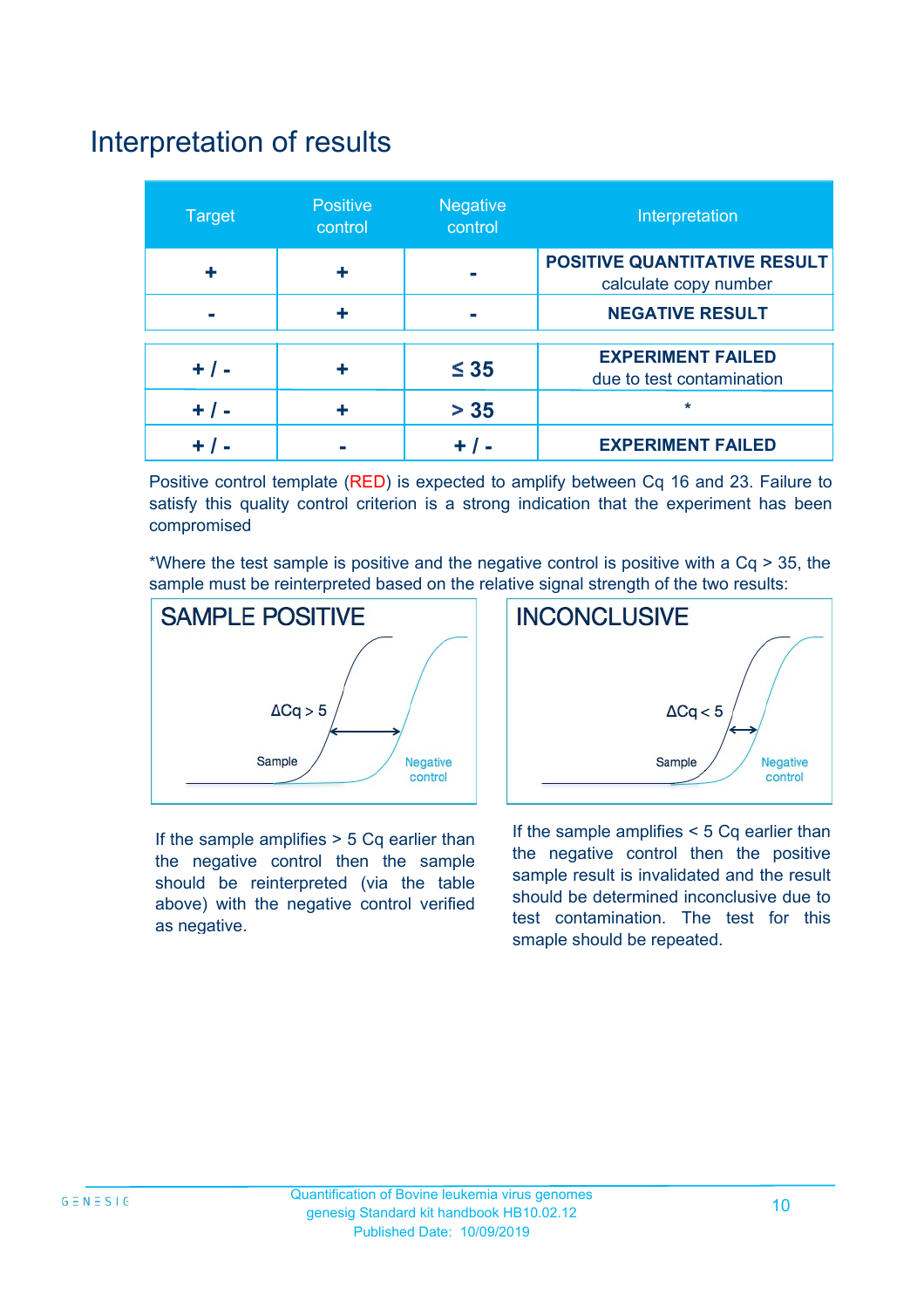# Interpretation of results

| Target | Positive control | Negative control | Interpretation |
|---|---|---|---|
| + | + | - | **POSITIVE QUANTITATIVE RESULT** calculate copy number |
| - | + | - | **NEGATIVE RESULT** |
| + / - | + | ≤ 35 | **EXPERIMENT FAILED** due to test contamination |
| + / - | + | > 35 | * |
| + / - | - | + / - | **EXPERIMENT FAILED** |

Positive control template (RED) is expected to amplify between Cq 16 and 23. Failure to satisfy this quality control criterion is a strong indication that the experiment has been compromised

*Where the test sample is positive and the negative control is positive with a Cq > 35, the sample must be reinterpreted based on the relative signal strength of the two results:

SAMPLE POSITIVE

ΔCq > 5

Sample

Negative control

If the sample amplifies > 5 Cq earlier than the negative control then the sample should be reinterpreted (via the table above) with the negative control verified as negative.

INCONCLUSIVE

ΔCq < 5

Sample

Negative control

If the sample amplifies < 5 Cq earlier than the negative control then the positive sample result is invalidated and the result should be determined inconclusive due to test contamination. The test for this smaple should be repeated.